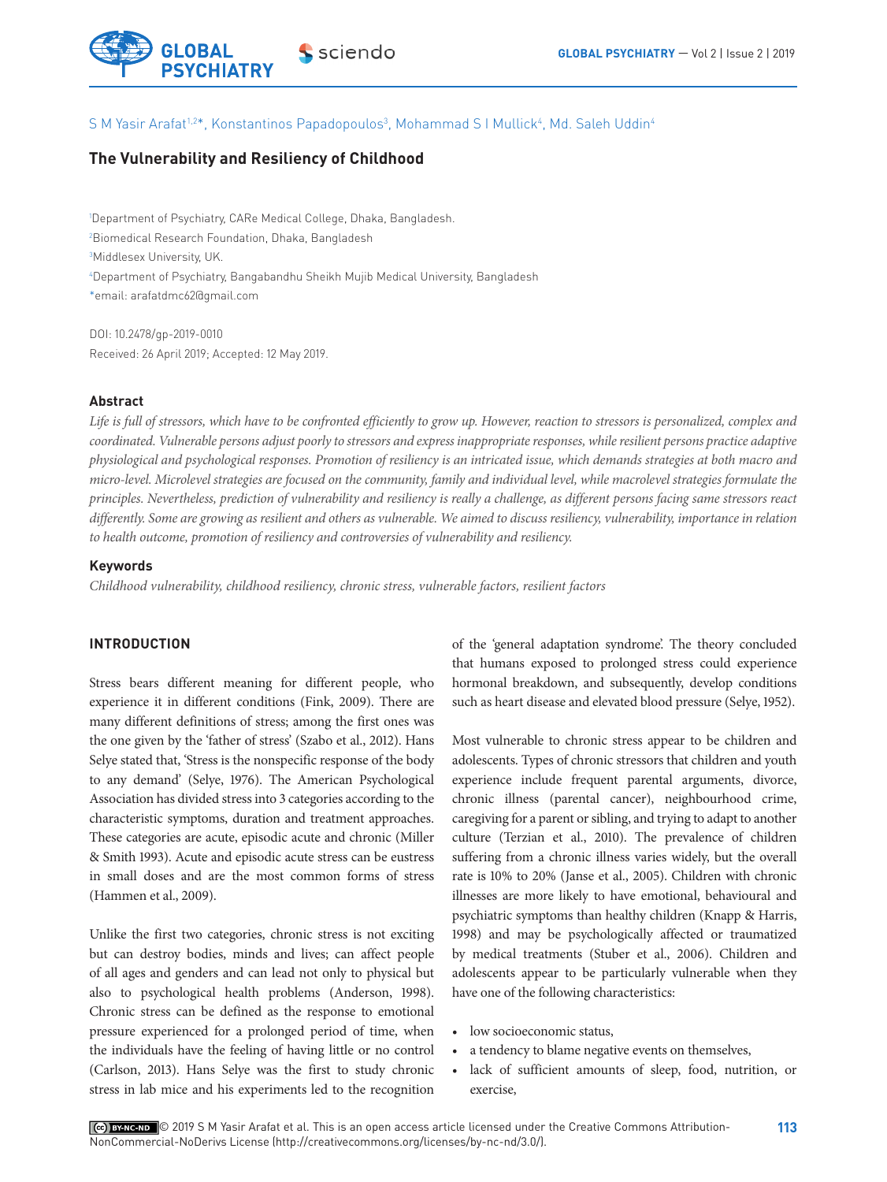S M Yasir Arafat[1,2*], Konstantinos Papadopoulos[3], Mohammad S I Mullick[4], Md. Saleh Uddin[4]

# The Vulnerability and Resiliency of Childhood

[1]Department of Psychiatry, CARe Medical College, Dhaka, Bangladesh.
[2]Biomedical Research Foundation, Dhaka, Bangladesh
[3]Middlesex University, UK.
[4]Department of Psychiatry, Bangabandhu Sheikh Mujib Medical University, Bangladesh
*email: arafatdmc62@gmail.com

DOI: 10.2478/gp-2019-0010
Received: 26 April 2019; Accepted: 12 May 2019.

### Abstract

*Life is full of stressors, which have to be confronted efficiently to grow up. However, reaction to stressors is personalized, complex and coordinated. Vulnerable persons adjust poorly to stressors and express inappropriate responses, while resilient persons practice adaptive physiological and psychological responses. Promotion of resiliency is an intricated issue, which demands strategies at both macro and micro-level. Microlevel strategies are focused on the community, family and individual level, while macrolevel strategies formulate the principles. Nevertheless, prediction of vulnerability and resiliency is really a challenge, as different persons facing same stressors react differently. Some are growing as resilient and others as vulnerable. We aimed to discuss resiliency, vulnerability, importance in relation to health outcome, promotion of resiliency and controversies of vulnerability and resiliency.*

### Keywords

*Childhood vulnerability, childhood resiliency, chronic stress, vulnerable factors, resilient factors*

## INTRODUCTION

Stress bears different meaning for different people, who experience it in different conditions (Fink, 2009). There are many different definitions of stress; among the first ones was the one given by the 'father of stress' (Szabo et al., 2012). Hans Selye stated that, 'Stress is the nonspecific response of the body to any demand' (Selye, 1976). The American Psychological Association has divided stress into 3 categories according to the characteristic symptoms, duration and treatment approaches. These categories are acute, episodic acute and chronic (Miller & Smith 1993). Acute and episodic acute stress can be eustress in small doses and are the most common forms of stress (Hammen et al., 2009).

Unlike the first two categories, chronic stress is not exciting but can destroy bodies, minds and lives; can affect people of all ages and genders and can lead not only to physical but also to psychological health problems (Anderson, 1998). Chronic stress can be defined as the response to emotional pressure experienced for a prolonged period of time, when the individuals have the feeling of having little or no control (Carlson, 2013). Hans Selye was the first to study chronic stress in lab mice and his experiments led to the recognition of the 'general adaptation syndrome'. The theory concluded that humans exposed to prolonged stress could experience hormonal breakdown, and subsequently, develop conditions such as heart disease and elevated blood pressure (Selye, 1952).

Most vulnerable to chronic stress appear to be children and adolescents. Types of chronic stressors that children and youth experience include frequent parental arguments, divorce, chronic illness (parental cancer), neighbourhood crime, caregiving for a parent or sibling, and trying to adapt to another culture (Terzian et al., 2010). The prevalence of children suffering from a chronic illness varies widely, but the overall rate is 10% to 20% (Janse et al., 2005). Children with chronic illnesses are more likely to have emotional, behavioural and psychiatric symptoms than healthy children (Knapp & Harris, 1998) and may be psychologically affected or traumatized by medical treatments (Stuber et al., 2006). Children and adolescents appear to be particularly vulnerable when they have one of the following characteristics:

- low socioeconomic status,
- a tendency to blame negative events on themselves,
- lack of sufficient amounts of sleep, food, nutrition, or exercise,

© 2019 S M Yasir Arafat et al. This is an open access article licensed under the Creative Commons Attribution-NonCommercial-NoDerivs License (http://creativecommons.org/licenses/by-nc-nd/3.0/).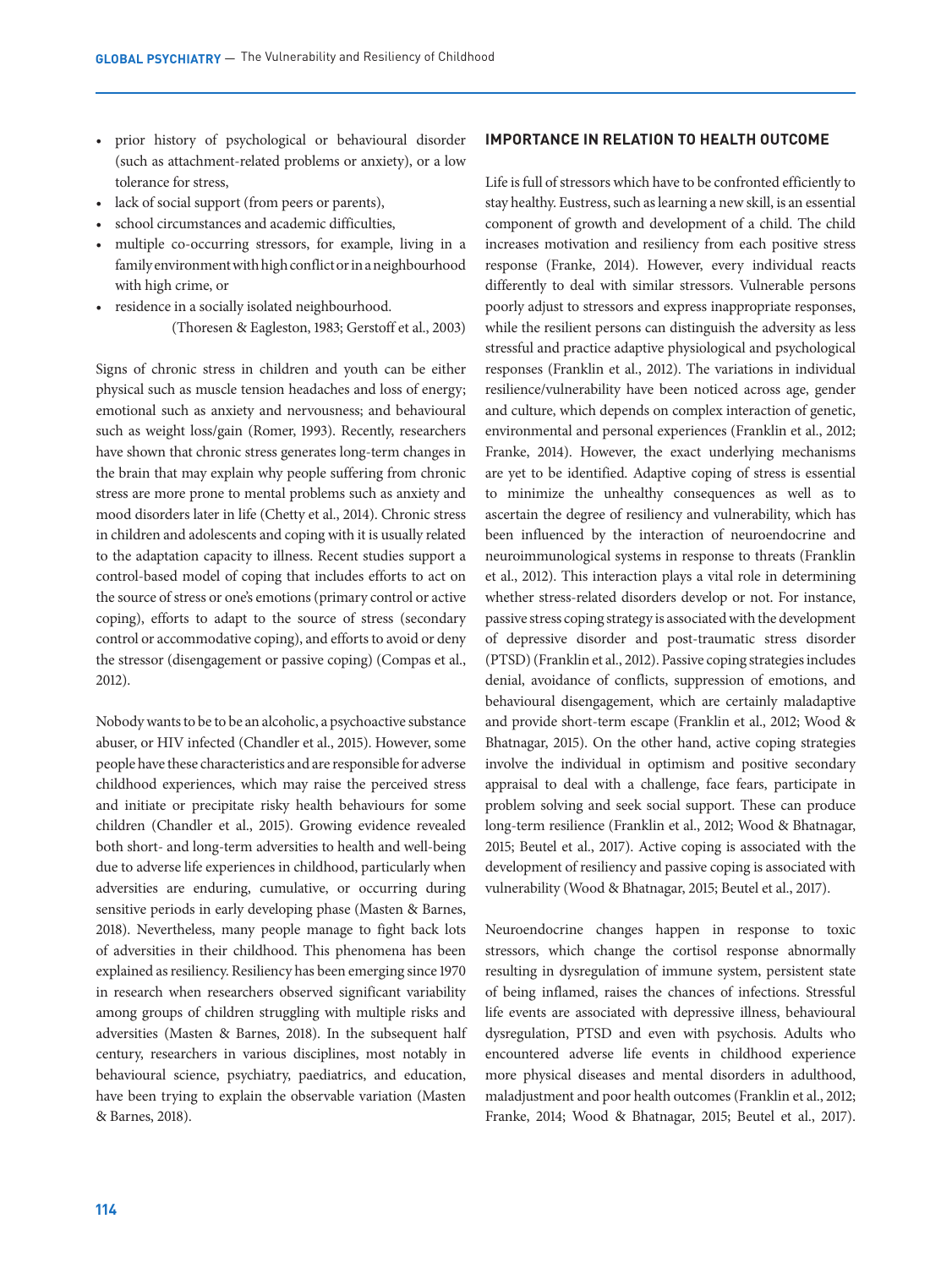- prior history of psychological or behavioural disorder (such as attachment-related problems or anxiety), or a low tolerance for stress,
- lack of social support (from peers or parents),
- school circumstances and academic difficulties,
- multiple co-occurring stressors, for example, living in a family environment with high conflict or in a neighbourhood with high crime, or
- residence in a socially isolated neighbourhood.

(Thoresen & Eagleston, 1983; Gerstoff et al., 2003)

Signs of chronic stress in children and youth can be either physical such as muscle tension headaches and loss of energy; emotional such as anxiety and nervousness; and behavioural such as weight loss/gain (Romer, 1993). Recently, researchers have shown that chronic stress generates long-term changes in the brain that may explain why people suffering from chronic stress are more prone to mental problems such as anxiety and mood disorders later in life (Chetty et al., 2014). Chronic stress in children and adolescents and coping with it is usually related to the adaptation capacity to illness. Recent studies support a control-based model of coping that includes efforts to act on the source of stress or one's emotions (primary control or active coping), efforts to adapt to the source of stress (secondary control or accommodative coping), and efforts to avoid or deny the stressor (disengagement or passive coping) (Compas et al., 2012).

Nobody wants to be to be an alcoholic, a psychoactive substance abuser, or HIV infected (Chandler et al., 2015). However, some people have these characteristics and are responsible for adverse childhood experiences, which may raise the perceived stress and initiate or precipitate risky health behaviours for some children (Chandler et al., 2015). Growing evidence revealed both short- and long-term adversities to health and well-being due to adverse life experiences in childhood, particularly when adversities are enduring, cumulative, or occurring during sensitive periods in early developing phase (Masten & Barnes, 2018). Nevertheless, many people manage to fight back lots of adversities in their childhood. This phenomena has been explained as resiliency. Resiliency has been emerging since 1970 in research when researchers observed significant variability among groups of children struggling with multiple risks and adversities (Masten & Barnes, 2018). In the subsequent half century, researchers in various disciplines, most notably in behavioural science, psychiatry, paediatrics, and education, have been trying to explain the observable variation (Masten & Barnes, 2018).

## IMPORTANCE IN RELATION TO HEALTH OUTCOME

Life is full of stressors which have to be confronted efficiently to stay healthy. Eustress, such as learning a new skill, is an essential component of growth and development of a child. The child increases motivation and resiliency from each positive stress response (Franke, 2014). However, every individual reacts differently to deal with similar stressors. Vulnerable persons poorly adjust to stressors and express inappropriate responses, while the resilient persons can distinguish the adversity as less stressful and practice adaptive physiological and psychological responses (Franklin et al., 2012). The variations in individual resilience/vulnerability have been noticed across age, gender and culture, which depends on complex interaction of genetic, environmental and personal experiences (Franklin et al., 2012; Franke, 2014). However, the exact underlying mechanisms are yet to be identified. Adaptive coping of stress is essential to minimize the unhealthy consequences as well as to ascertain the degree of resiliency and vulnerability, which has been influenced by the interaction of neuroendocrine and neuroimmunological systems in response to threats (Franklin et al., 2012). This interaction plays a vital role in determining whether stress-related disorders develop or not. For instance, passive stress coping strategy is associated with the development of depressive disorder and post-traumatic stress disorder (PTSD) (Franklin et al., 2012). Passive coping strategies includes denial, avoidance of conflicts, suppression of emotions, and behavioural disengagement, which are certainly maladaptive and provide short-term escape (Franklin et al., 2012; Wood & Bhatnagar, 2015). On the other hand, active coping strategies involve the individual in optimism and positive secondary appraisal to deal with a challenge, face fears, participate in problem solving and seek social support. These can produce long-term resilience (Franklin et al., 2012; Wood & Bhatnagar, 2015; Beutel et al., 2017). Active coping is associated with the development of resiliency and passive coping is associated with vulnerability (Wood & Bhatnagar, 2015; Beutel et al., 2017).

Neuroendocrine changes happen in response to toxic stressors, which change the cortisol response abnormally resulting in dysregulation of immune system, persistent state of being inflamed, raises the chances of infections. Stressful life events are associated with depressive illness, behavioural dysregulation, PTSD and even with psychosis. Adults who encountered adverse life events in childhood experience more physical diseases and mental disorders in adulthood, maladjustment and poor health outcomes (Franklin et al., 2012; Franke, 2014; Wood & Bhatnagar, 2015; Beutel et al., 2017).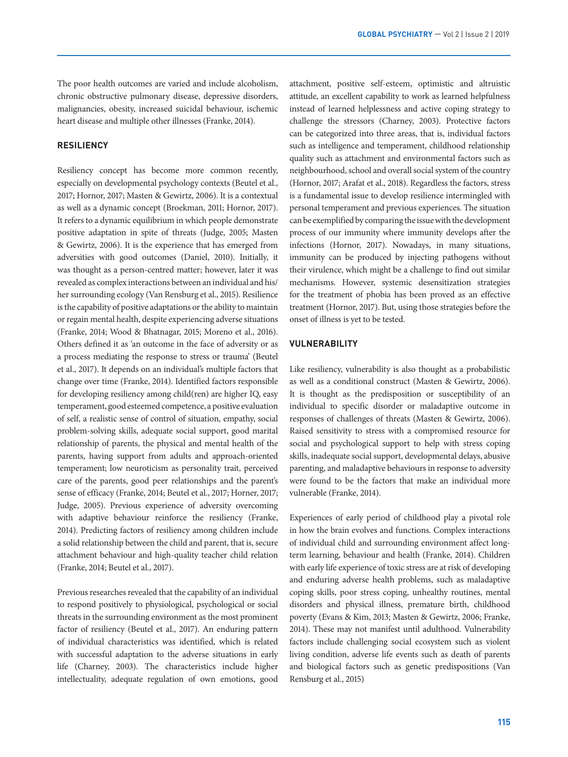The poor health outcomes are varied and include alcoholism, chronic obstructive pulmonary disease, depressive disorders, malignancies, obesity, increased suicidal behaviour, ischemic heart disease and multiple other illnesses (Franke, 2014).

## RESILIENCY

Resiliency concept has become more common recently, especially on developmental psychology contexts (Beutel et al., 2017; Hornor, 2017; Masten & Gewirtz, 2006). It is a contextual as well as a dynamic concept (Broekman, 2011; Hornor, 2017). It refers to a dynamic equilibrium in which people demonstrate positive adaptation in spite of threats (Judge, 2005; Masten & Gewirtz, 2006). It is the experience that has emerged from adversities with good outcomes (Daniel, 2010). Initially, it was thought as a person-centred matter; however, later it was revealed as complex interactions between an individual and his/her surrounding ecology (Van Rensburg et al., 2015). Resilience is the capability of positive adaptations or the ability to maintain or regain mental health, despite experiencing adverse situations (Franke, 2014; Wood & Bhatnagar, 2015; Moreno et al., 2016). Others defined it as 'an outcome in the face of adversity or as a process mediating the response to stress or trauma' (Beutel et al., 2017). It depends on an individual's multiple factors that change over time (Franke, 2014). Identified factors responsible for developing resiliency among child(ren) are higher IQ, easy temperament, good esteemed competence, a positive evaluation of self, a realistic sense of control of situation, empathy, social problem-solving skills, adequate social support, good marital relationship of parents, the physical and mental health of the parents, having support from adults and approach-oriented temperament; low neuroticism as personality trait, perceived care of the parents, good peer relationships and the parent's sense of efficacy (Franke, 2014; Beutel et al., 2017; Horner, 2017; Judge, 2005). Previous experience of adversity overcoming with adaptive behaviour reinforce the resiliency (Franke, 2014). Predicting factors of resiliency among children include a solid relationship between the child and parent, that is, secure attachment behaviour and high-quality teacher child relation (Franke, 2014; Beutel et al., 2017).

Previous researches revealed that the capability of an individual to respond positively to physiological, psychological or social threats in the surrounding environment as the most prominent factor of resiliency (Beutel et al., 2017). An enduring pattern of individual characteristics was identified, which is related with successful adaptation to the adverse situations in early life (Charney, 2003). The characteristics include higher intellectuality, adequate regulation of own emotions, good attachment, positive self-esteem, optimistic and altruistic attitude, an excellent capability to work as learned helpfulness instead of learned helplessness and active coping strategy to challenge the stressors (Charney, 2003). Protective factors can be categorized into three areas, that is, individual factors such as intelligence and temperament, childhood relationship quality such as attachment and environmental factors such as neighbourhood, school and overall social system of the country (Hornor, 2017; Arafat et al., 2018). Regardless the factors, stress is a fundamental issue to develop resilience intermingled with personal temperament and previous experiences. The situation can be exemplified by comparing the issue with the development process of our immunity where immunity develops after the infections (Hornor, 2017). Nowadays, in many situations, immunity can be produced by injecting pathogens without their virulence, which might be a challenge to find out similar mechanisms. However, systemic desensitization strategies for the treatment of phobia has been proved as an effective treatment (Hornor, 2017). But, using those strategies before the onset of illness is yet to be tested.

## VULNERABILITY

Like resiliency, vulnerability is also thought as a probabilistic as well as a conditional construct (Masten & Gewirtz, 2006). It is thought as the predisposition or susceptibility of an individual to specific disorder or maladaptive outcome in responses of challenges of threats (Masten & Gewirtz, 2006). Raised sensitivity to stress with a compromised resource for social and psychological support to help with stress coping skills, inadequate social support, developmental delays, abusive parenting, and maladaptive behaviours in response to adversity were found to be the factors that make an individual more vulnerable (Franke, 2014).

Experiences of early period of childhood play a pivotal role in how the brain evolves and functions. Complex interactions of individual child and surrounding environment affect long-term learning, behaviour and health (Franke, 2014). Children with early life experience of toxic stress are at risk of developing and enduring adverse health problems, such as maladaptive coping skills, poor stress coping, unhealthy routines, mental disorders and physical illness, premature birth, childhood poverty (Evans & Kim, 2013; Masten & Gewirtz, 2006; Franke, 2014). These may not manifest until adulthood. Vulnerability factors include challenging social ecosystem such as violent living condition, adverse life events such as death of parents and biological factors such as genetic predispositions (Van Rensburg et al., 2015)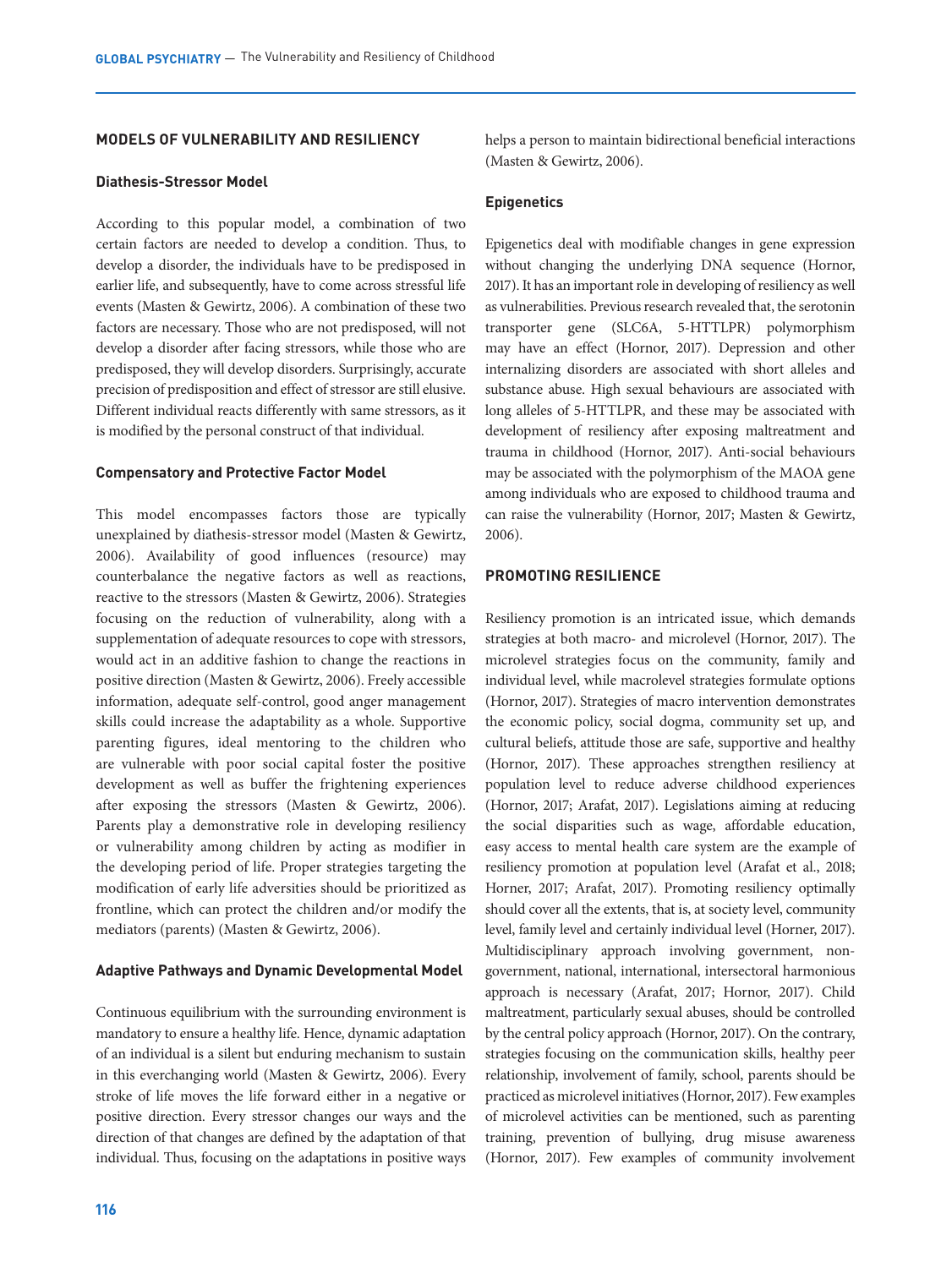## MODELS OF VULNERABILITY AND RESILIENCY

### Diathesis-Stressor Model

According to this popular model, a combination of two certain factors are needed to develop a condition. Thus, to develop a disorder, the individuals have to be predisposed in earlier life, and subsequently, have to come across stressful life events (Masten & Gewirtz, 2006). A combination of these two factors are necessary. Those who are not predisposed, will not develop a disorder after facing stressors, while those who are predisposed, they will develop disorders. Surprisingly, accurate precision of predisposition and effect of stressor are still elusive. Different individual reacts differently with same stressors, as it is modified by the personal construct of that individual.

### Compensatory and Protective Factor Model

This model encompasses factors those are typically unexplained by diathesis-stressor model (Masten & Gewirtz, 2006). Availability of good influences (resource) may counterbalance the negative factors as well as reactions, reactive to the stressors (Masten & Gewirtz, 2006). Strategies focusing on the reduction of vulnerability, along with a supplementation of adequate resources to cope with stressors, would act in an additive fashion to change the reactions in positive direction (Masten & Gewirtz, 2006). Freely accessible information, adequate self-control, good anger management skills could increase the adaptability as a whole. Supportive parenting figures, ideal mentoring to the children who are vulnerable with poor social capital foster the positive development as well as buffer the frightening experiences after exposing the stressors (Masten & Gewirtz, 2006). Parents play a demonstrative role in developing resiliency or vulnerability among children by acting as modifier in the developing period of life. Proper strategies targeting the modification of early life adversities should be prioritized as frontline, which can protect the children and/or modify the mediators (parents) (Masten & Gewirtz, 2006).

### Adaptive Pathways and Dynamic Developmental Model

Continuous equilibrium with the surrounding environment is mandatory to ensure a healthy life. Hence, dynamic adaptation of an individual is a silent but enduring mechanism to sustain in this everchanging world (Masten & Gewirtz, 2006). Every stroke of life moves the life forward either in a negative or positive direction. Every stressor changes our ways and the direction of that changes are defined by the adaptation of that individual. Thus, focusing on the adaptations in positive ways helps a person to maintain bidirectional beneficial interactions (Masten & Gewirtz, 2006).

### Epigenetics

Epigenetics deal with modifiable changes in gene expression without changing the underlying DNA sequence (Hornor, 2017). It has an important role in developing of resiliency as well as vulnerabilities. Previous research revealed that, the serotonin transporter gene (SLC6A, 5-HTTLPR) polymorphism may have an effect (Hornor, 2017). Depression and other internalizing disorders are associated with short alleles and substance abuse. High sexual behaviours are associated with long alleles of 5-HTTLPR, and these may be associated with development of resiliency after exposing maltreatment and trauma in childhood (Hornor, 2017). Anti-social behaviours may be associated with the polymorphism of the MAOA gene among individuals who are exposed to childhood trauma and can raise the vulnerability (Hornor, 2017; Masten & Gewirtz, 2006).

## PROMOTING RESILIENCE

Resiliency promotion is an intricated issue, which demands strategies at both macro- and microlevel (Hornor, 2017). The microlevel strategies focus on the community, family and individual level, while macrolevel strategies formulate options (Hornor, 2017). Strategies of macro intervention demonstrates the economic policy, social dogma, community set up, and cultural beliefs, attitude those are safe, supportive and healthy (Hornor, 2017). These approaches strengthen resiliency at population level to reduce adverse childhood experiences (Hornor, 2017; Arafat, 2017). Legislations aiming at reducing the social disparities such as wage, affordable education, easy access to mental health care system are the example of resiliency promotion at population level (Arafat et al., 2018; Horner, 2017; Arafat, 2017). Promoting resiliency optimally should cover all the extents, that is, at society level, community level, family level and certainly individual level (Horner, 2017). Multidisciplinary approach involving government, non-government, national, international, intersectoral harmonious approach is necessary (Arafat, 2017; Hornor, 2017). Child maltreatment, particularly sexual abuses, should be controlled by the central policy approach (Hornor, 2017). On the contrary, strategies focusing on the communication skills, healthy peer relationship, involvement of family, school, parents should be practiced as microlevel initiatives (Hornor, 2017). Few examples of microlevel activities can be mentioned, such as parenting training, prevention of bullying, drug misuse awareness (Hornor, 2017). Few examples of community involvement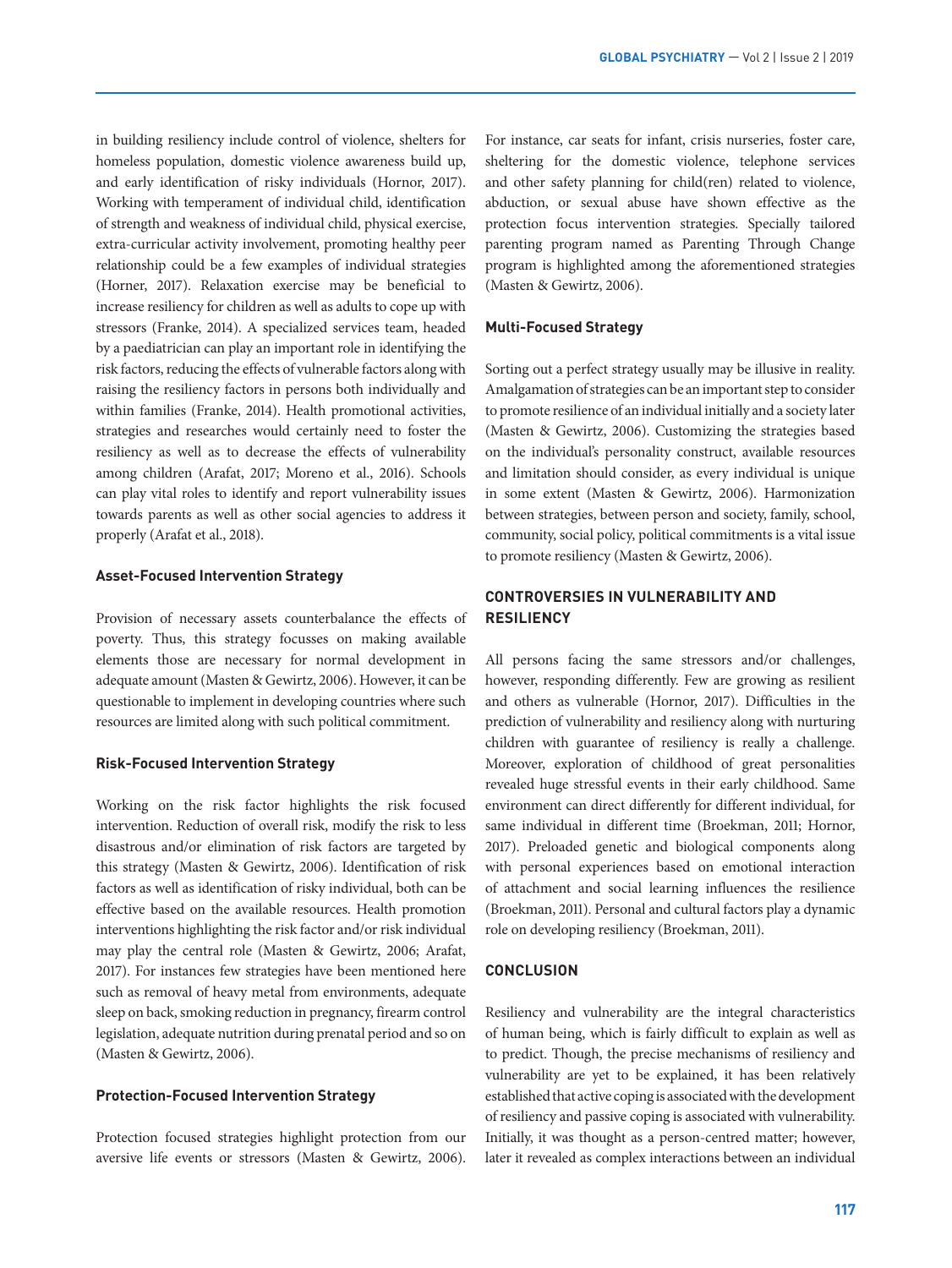in building resiliency include control of violence, shelters for homeless population, domestic violence awareness build up, and early identification of risky individuals (Hornor, 2017). Working with temperament of individual child, identification of strength and weakness of individual child, physical exercise, extra-curricular activity involvement, promoting healthy peer relationship could be a few examples of individual strategies (Horner, 2017). Relaxation exercise may be beneficial to increase resiliency for children as well as adults to cope up with stressors (Franke, 2014). A specialized services team, headed by a paediatrician can play an important role in identifying the risk factors, reducing the effects of vulnerable factors along with raising the resiliency factors in persons both individually and within families (Franke, 2014). Health promotional activities, strategies and researches would certainly need to foster the resiliency as well as to decrease the effects of vulnerability among children (Arafat, 2017; Moreno et al., 2016). Schools can play vital roles to identify and report vulnerability issues towards parents as well as other social agencies to address it properly (Arafat et al., 2018).

### Asset-Focused Intervention Strategy

Provision of necessary assets counterbalance the effects of poverty. Thus, this strategy focusses on making available elements those are necessary for normal development in adequate amount (Masten & Gewirtz, 2006). However, it can be questionable to implement in developing countries where such resources are limited along with such political commitment.

### Risk-Focused Intervention Strategy

Working on the risk factor highlights the risk focused intervention. Reduction of overall risk, modify the risk to less disastrous and/or elimination of risk factors are targeted by this strategy (Masten & Gewirtz, 2006). Identification of risk factors as well as identification of risky individual, both can be effective based on the available resources. Health promotion interventions highlighting the risk factor and/or risk individual may play the central role (Masten & Gewirtz, 2006; Arafat, 2017). For instances few strategies have been mentioned here such as removal of heavy metal from environments, adequate sleep on back, smoking reduction in pregnancy, firearm control legislation, adequate nutrition during prenatal period and so on (Masten & Gewirtz, 2006).

### Protection-Focused Intervention Strategy

Protection focused strategies highlight protection from our aversive life events or stressors (Masten & Gewirtz, 2006). For instance, car seats for infant, crisis nurseries, foster care, sheltering for the domestic violence, telephone services and other safety planning for child(ren) related to violence, abduction, or sexual abuse have shown effective as the protection focus intervention strategies. Specially tailored parenting program named as Parenting Through Change program is highlighted among the aforementioned strategies (Masten & Gewirtz, 2006).

### Multi-Focused Strategy

Sorting out a perfect strategy usually may be illusive in reality. Amalgamation of strategies can be an important step to consider to promote resilience of an individual initially and a society later (Masten & Gewirtz, 2006). Customizing the strategies based on the individual's personality construct, available resources and limitation should consider, as every individual is unique in some extent (Masten & Gewirtz, 2006). Harmonization between strategies, between person and society, family, school, community, social policy, political commitments is a vital issue to promote resiliency (Masten & Gewirtz, 2006).

## CONTROVERSIES IN VULNERABILITY AND RESILIENCY

All persons facing the same stressors and/or challenges, however, responding differently. Few are growing as resilient and others as vulnerable (Hornor, 2017). Difficulties in the prediction of vulnerability and resiliency along with nurturing children with guarantee of resiliency is really a challenge. Moreover, exploration of childhood of great personalities revealed huge stressful events in their early childhood. Same environment can direct differently for different individual, for same individual in different time (Broekman, 2011; Hornor, 2017). Preloaded genetic and biological components along with personal experiences based on emotional interaction of attachment and social learning influences the resilience (Broekman, 2011). Personal and cultural factors play a dynamic role on developing resiliency (Broekman, 2011).

## CONCLUSION

Resiliency and vulnerability are the integral characteristics of human being, which is fairly difficult to explain as well as to predict. Though, the precise mechanisms of resiliency and vulnerability are yet to be explained, it has been relatively established that active coping is associated with the development of resiliency and passive coping is associated with vulnerability. Initially, it was thought as a person-centred matter; however, later it revealed as complex interactions between an individual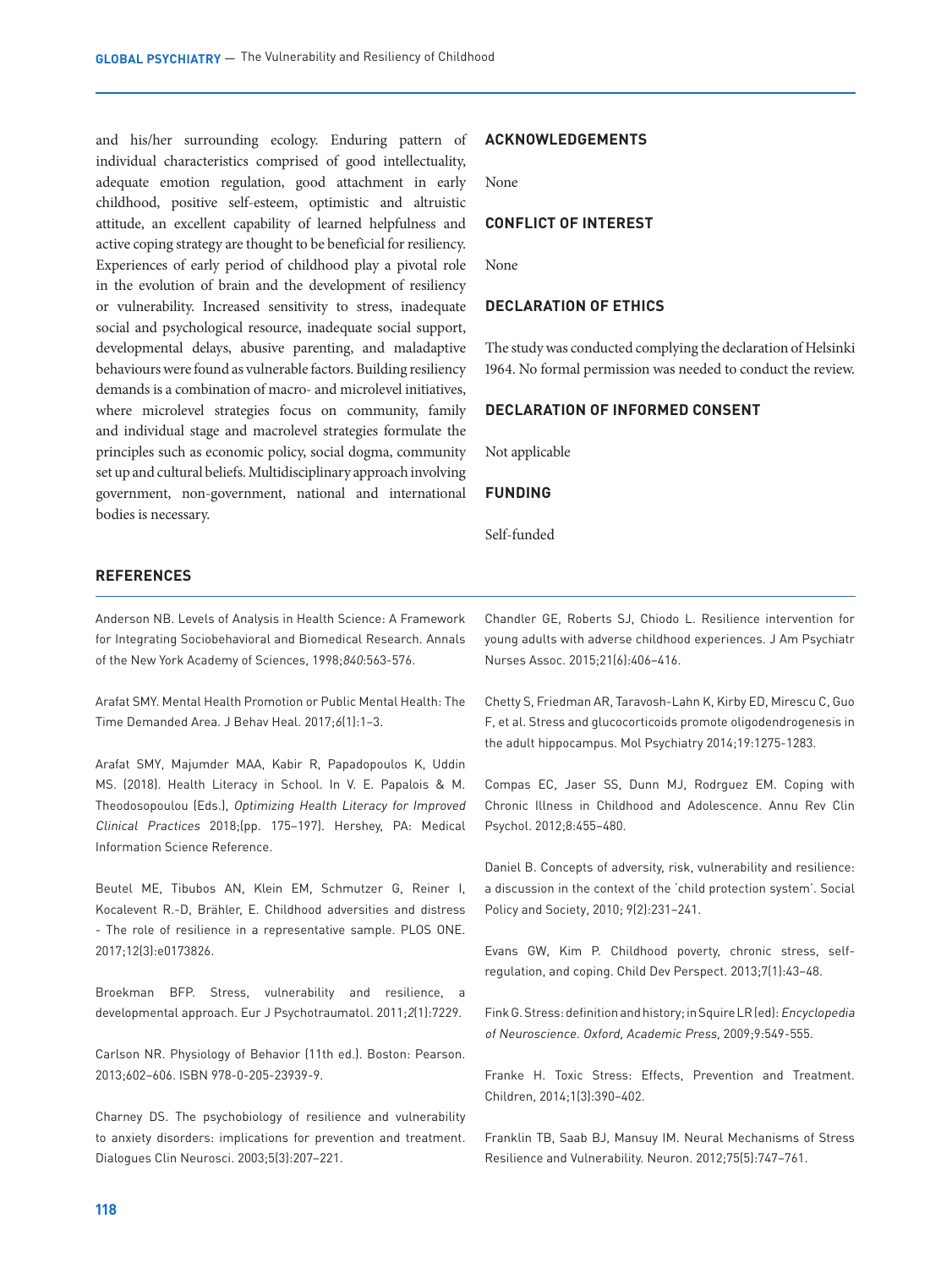and his/her surrounding ecology. Enduring pattern of individual characteristics comprised of good intellectuality, adequate emotion regulation, good attachment in early childhood, positive self-esteem, optimistic and altruistic attitude, an excellent capability of learned helpfulness and active coping strategy are thought to be beneficial for resiliency. Experiences of early period of childhood play a pivotal role in the evolution of brain and the development of resiliency or vulnerability. Increased sensitivity to stress, inadequate social and psychological resource, inadequate social support, developmental delays, abusive parenting, and maladaptive behaviours were found as vulnerable factors. Building resiliency demands is a combination of macro- and microlevel initiatives, where microlevel strategies focus on community, family and individual stage and macrolevel strategies formulate the principles such as economic policy, social dogma, community set up and cultural beliefs. Multidisciplinary approach involving government, non-government, national and international bodies is necessary.

## ACKNOWLEDGEMENTS

None

## CONFLICT OF INTEREST

None

## DECLARATION OF ETHICS

The study was conducted complying the declaration of Helsinki 1964. No formal permission was needed to conduct the review.

## DECLARATION OF INFORMED CONSENT

Not applicable

## FUNDING

Self-funded

## REFERENCES

Anderson NB. Levels of Analysis in Health Science: A Framework for Integrating Sociobehavioral and Biomedical Research. Annals of the New York Academy of Sciences, 1998;*840*:563-576.

Arafat SMY. Mental Health Promotion or Public Mental Health: The Time Demanded Area. J Behav Heal. 2017;6(1):1–3.

Arafat SMY, Majumder MAA, Kabir R, Papadopoulos K, Uddin MS. (2018). Health Literacy in School. In V. E. Papalois & M. Theodosopoulou (Eds.), *Optimizing Health Literacy for Improved Clinical Practices* 2018;(pp. 175–197). Hershey, PA: Medical Information Science Reference.

Beutel ME, Tibubos AN, Klein EM, Schmutzer G, Reiner I, Kocalevent R.-D, Brähler, E. Childhood adversities and distress - The role of resilience in a representative sample. PLOS ONE. 2017;12(3):e0173826.

Broekman BFP. Stress, vulnerability and resilience, a developmental approach. Eur J Psychotraumatol. 2011;*2*(1):7229.

Carlson NR. Physiology of Behavior (11th ed.). Boston: Pearson. 2013;602–606. ISBN 978-0-205-23939-9.

Charney DS. The psychobiology of resilience and vulnerability to anxiety disorders: implications for prevention and treatment. Dialogues Clin Neurosci. 2003;5(3):207–221.

Chandler GE, Roberts SJ, Chiodo L. Resilience intervention for young adults with adverse childhood experiences. J Am Psychiatr Nurses Assoc. 2015;21(6):406–416.

Chetty S, Friedman AR, Taravosh-Lahn K, Kirby ED, Mirescu C, Guo F, et al. Stress and glucocorticoids promote oligodendrogenesis in the adult hippocampus. Mol Psychiatry 2014;19:1275-1283.

Compas EC, Jaser SS, Dunn MJ, Rodrguez EM. Coping with Chronic Illness in Childhood and Adolescence. Annu Rev Clin Psychol. 2012;8:455–480.

Daniel B. Concepts of adversity, risk, vulnerability and resilience: a discussion in the context of the 'child protection system'. Social Policy and Society, 2010; 9(2):231–241.

Evans GW, Kim P. Childhood poverty, chronic stress, self-regulation, and coping. Child Dev Perspect. 2013;7(1):43–48.

Fink G. Stress: definition and history; in Squire LR (ed): *Encyclopedia of Neuroscience. Oxford, Academic Press*, 2009;9:549-555.

Franke H. Toxic Stress: Effects, Prevention and Treatment. Children, 2014;1(3):390–402.

Franklin TB, Saab BJ, Mansuy IM. Neural Mechanisms of Stress Resilience and Vulnerability. Neuron. 2012;75(5):747–761.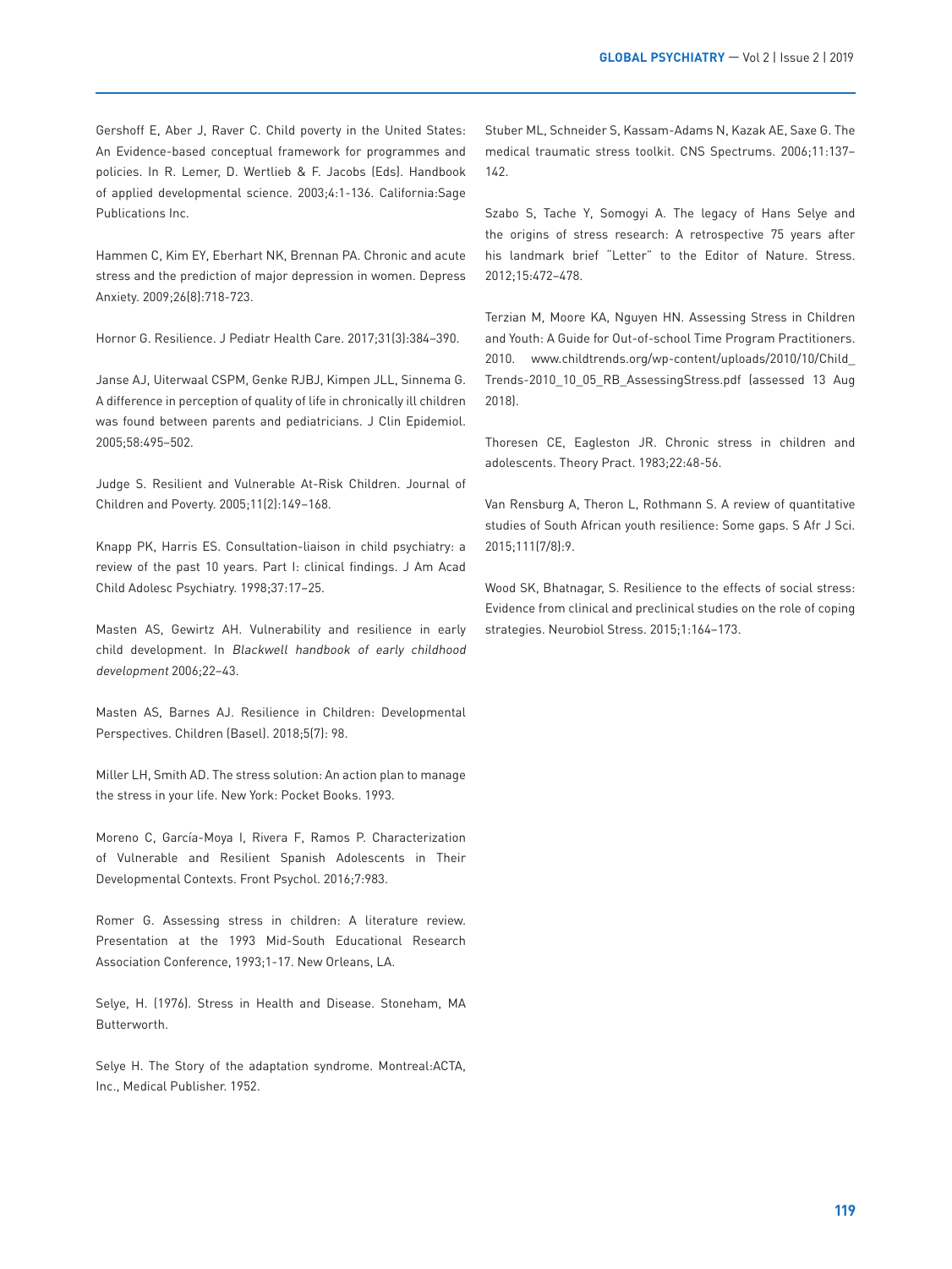Gershoff E, Aber J, Raver C. Child poverty in the United States: An Evidence-based conceptual framework for programmes and policies. In R. Lemer, D. Wertlieb & F. Jacobs (Eds). Handbook of applied developmental science. 2003;4:1-136. California:Sage Publications Inc.

Hammen C, Kim EY, Eberhart NK, Brennan PA. Chronic and acute stress and the prediction of major depression in women. Depress Anxiety. 2009;26(8):718-723.

Hornor G. Resilience. J Pediatr Health Care. 2017;31(3):384–390.

Janse AJ, Uiterwaal CSPM, Genke RJBJ, Kimpen JLL, Sinnema G. A difference in perception of quality of life in chronically ill children was found between parents and pediatricians. J Clin Epidemiol. 2005;58:495–502.

Judge S. Resilient and Vulnerable At-Risk Children. Journal of Children and Poverty. 2005;11(2):149–168.

Knapp PK, Harris ES. Consultation-liaison in child psychiatry: a review of the past 10 years. Part I: clinical findings. J Am Acad Child Adolesc Psychiatry. 1998;37:17–25.

Masten AS, Gewirtz AH. Vulnerability and resilience in early child development. In *Blackwell handbook of early childhood development* 2006;22–43.

Masten AS, Barnes AJ. Resilience in Children: Developmental Perspectives. Children (Basel). 2018;5(7): 98.

Miller LH, Smith AD. The stress solution: An action plan to manage the stress in your life. New York: Pocket Books. 1993.

Moreno C, García-Moya I, Rivera F, Ramos P. Characterization of Vulnerable and Resilient Spanish Adolescents in Their Developmental Contexts. Front Psychol. 2016;7:983.

Romer G. Assessing stress in children: A literature review. Presentation at the 1993 Mid-South Educational Research Association Conference, 1993;1-17. New Orleans, LA.

Selye, H. (1976). Stress in Health and Disease. Stoneham, MA Butterworth.

Selye H. The Story of the adaptation syndrome. Montreal:ACTA, Inc., Medical Publisher. 1952.

Stuber ML, Schneider S, Kassam-Adams N, Kazak AE, Saxe G. The medical traumatic stress toolkit. CNS Spectrums. 2006;11:137–142.

Szabo S, Tache Y, Somogyi A. The legacy of Hans Selye and the origins of stress research: A retrospective 75 years after his landmark brief "Letter" to the Editor of Nature. Stress. 2012;15:472–478.

Terzian M, Moore KA, Nguyen HN. Assessing Stress in Children and Youth: A Guide for Out-of-school Time Program Practitioners. 2010. www.childtrends.org/wp-content/uploads/2010/10/Child_Trends-2010_10_05_RB_AssessingStress.pdf (assessed 13 Aug 2018).

Thoresen CE, Eagleston JR. Chronic stress in children and adolescents. Theory Pract. 1983;22:48-56.

Van Rensburg A, Theron L, Rothmann S. A review of quantitative studies of South African youth resilience: Some gaps. S Afr J Sci. 2015;111(7/8):9.

Wood SK, Bhatnagar, S. Resilience to the effects of social stress: Evidence from clinical and preclinical studies on the role of coping strategies. Neurobiol Stress. 2015;1:164–173.